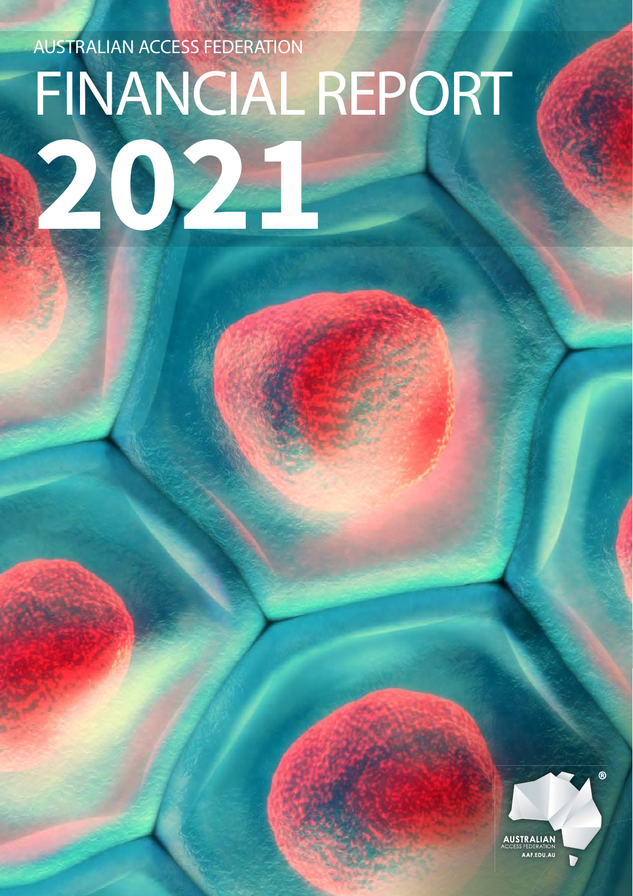AUSTRALIAN ACCESS FEDERATION

# FINANCIAL REPORT 2021

AUSTRALIAN ACCESS FEDERATION

AAF.EDU.AU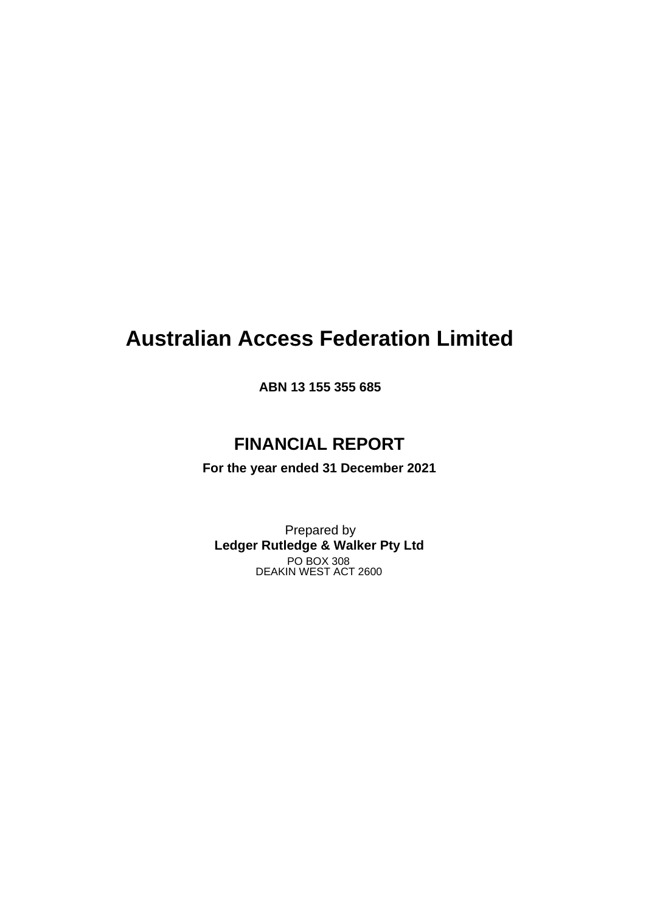# Australian Access Federation Limited

**ABN 13 155 355 685**

## FINANCIAL REPORT

**For the year ended 31 December 2021**

Prepared by
**Ledger Rutledge & Walker Pty Ltd**
PO BOX 308
DEAKIN WEST ACT 2600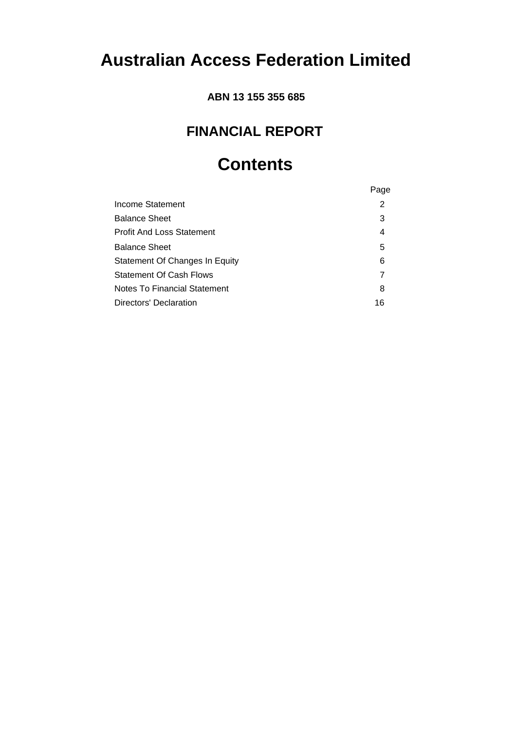# Australian Access Federation Limited

**ABN 13 155 355 685**

## FINANCIAL REPORT

# Contents

| | Page |
|---|---|
| Income Statement | 2 |
| Balance Sheet | 3 |
| Profit And Loss Statement | 4 |
| Balance Sheet | 5 |
| Statement Of Changes In Equity | 6 |
| Statement Of Cash Flows | 7 |
| Notes To Financial Statement | 8 |
| Directors' Declaration | 16 |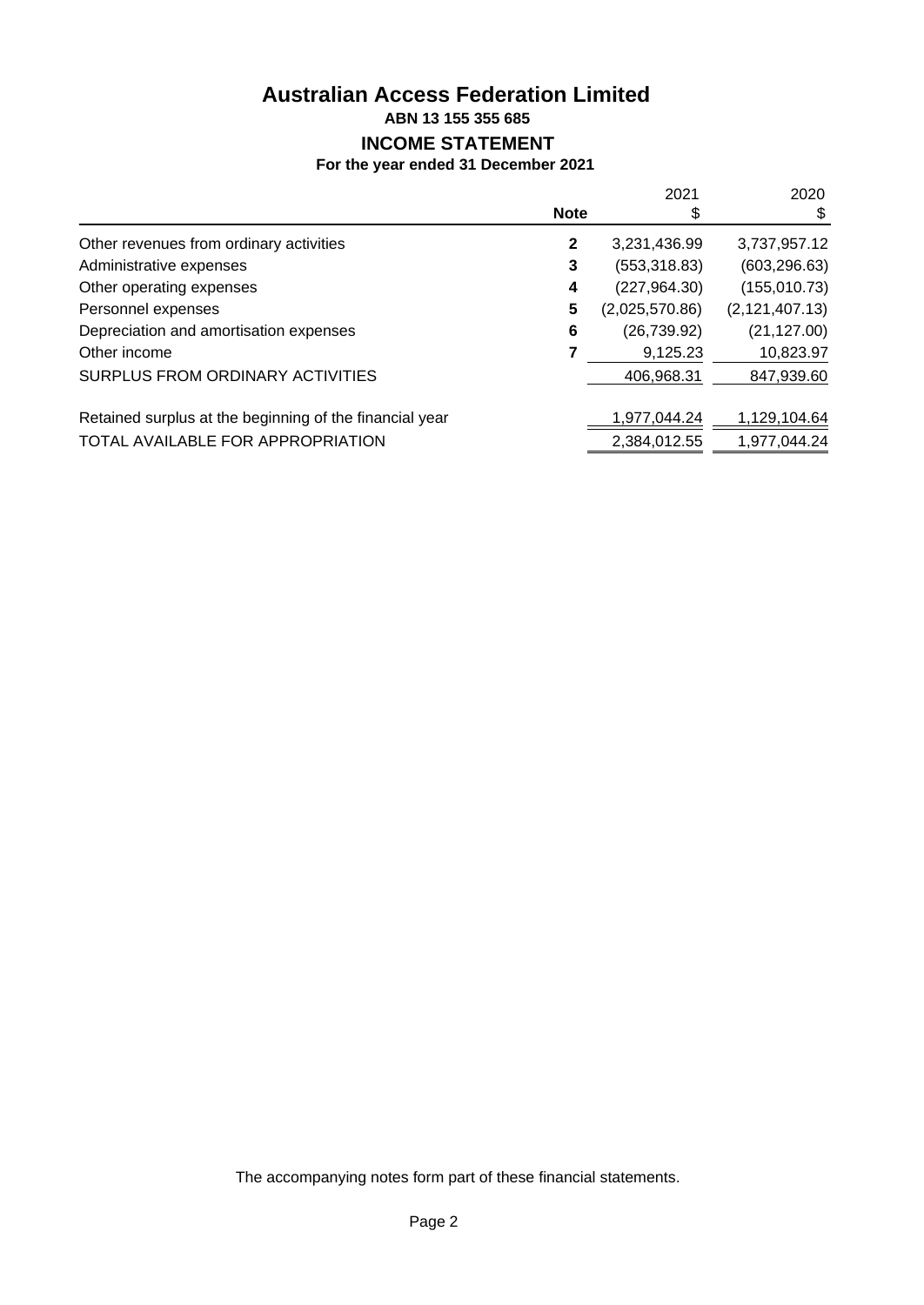# Australian Access Federation Limited

**ABN 13 155 355 685**

## INCOME STATEMENT

**For the year ended 31 December 2021**

| | Note | 2021<br>$ | 2020<br>$ |
|---|---|---|---|
| Other revenues from ordinary activities | 2 | 3,231,436.99 | 3,737,957.12 |
| Administrative expenses | 3 | (553,318.83) | (603,296.63) |
| Other operating expenses | 4 | (227,964.30) | (155,010.73) |
| Personnel expenses | 5 | (2,025,570.86) | (2,121,407.13) |
| Depreciation and amortisation expenses | 6 | (26,739.92) | (21,127.00) |
| Other income | 7 | 9,125.23 | 10,823.97 |
| SURPLUS FROM ORDINARY ACTIVITIES | | 406,968.31 | 847,939.60 |
| | | | |
| Retained surplus at the beginning of the financial year | | 1,977,044.24 | 1,129,104.64 |
| TOTAL AVAILABLE FOR APPROPRIATION | | 2,384,012.55 | 1,977,044.24 |

The accompanying notes form part of these financial statements.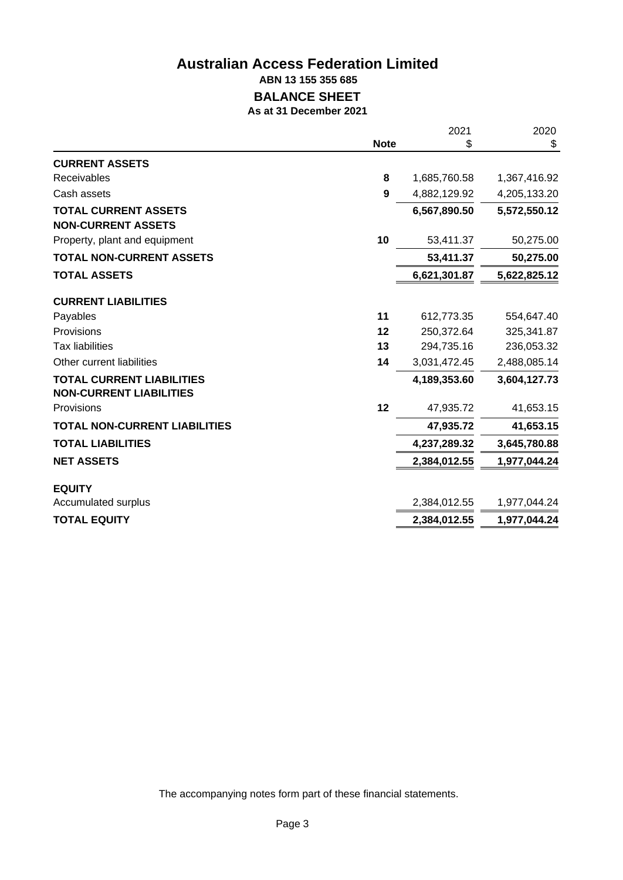# Australian Access Federation Limited

**ABN 13 155 355 685**

## BALANCE SHEET

**As at 31 December 2021**

| | Note | 2021<br>$ | 2020<br>$ |
|---|---|---|---|
| **CURRENT ASSETS** | | | |
| Receivables | **8** | 1,685,760.58 | 1,367,416.92 |
| Cash assets | **9** | 4,882,129.92 | 4,205,133.20 |
| **TOTAL CURRENT ASSETS** | | **6,567,890.50** | **5,572,550.12** |
| **NON-CURRENT ASSETS** | | | |
| Property, plant and equipment | **10** | 53,411.37 | 50,275.00 |
| **TOTAL NON-CURRENT ASSETS** | | **53,411.37** | **50,275.00** |
| **TOTAL ASSETS** | | **6,621,301.87** | **5,622,825.12** |
| **CURRENT LIABILITIES** | | | |
| Payables | **11** | 612,773.35 | 554,647.40 |
| Provisions | **12** | 250,372.64 | 325,341.87 |
| Tax liabilities | **13** | 294,735.16 | 236,053.32 |
| Other current liabilities | **14** | 3,031,472.45 | 2,488,085.14 |
| **TOTAL CURRENT LIABILITIES** | | **4,189,353.60** | **3,604,127.73** |
| **NON-CURRENT LIABILITIES** | | | |
| Provisions | **12** | 47,935.72 | 41,653.15 |
| **TOTAL NON-CURRENT LIABILITIES** | | **47,935.72** | **41,653.15** |
| **TOTAL LIABILITIES** | | **4,237,289.32** | **3,645,780.88** |
| **NET ASSETS** | | **2,384,012.55** | **1,977,044.24** |
| **EQUITY** | | | |
| Accumulated surplus | | 2,384,012.55 | 1,977,044.24 |
| **TOTAL EQUITY** | | **2,384,012.55** | **1,977,044.24** |

The accompanying notes form part of these financial statements.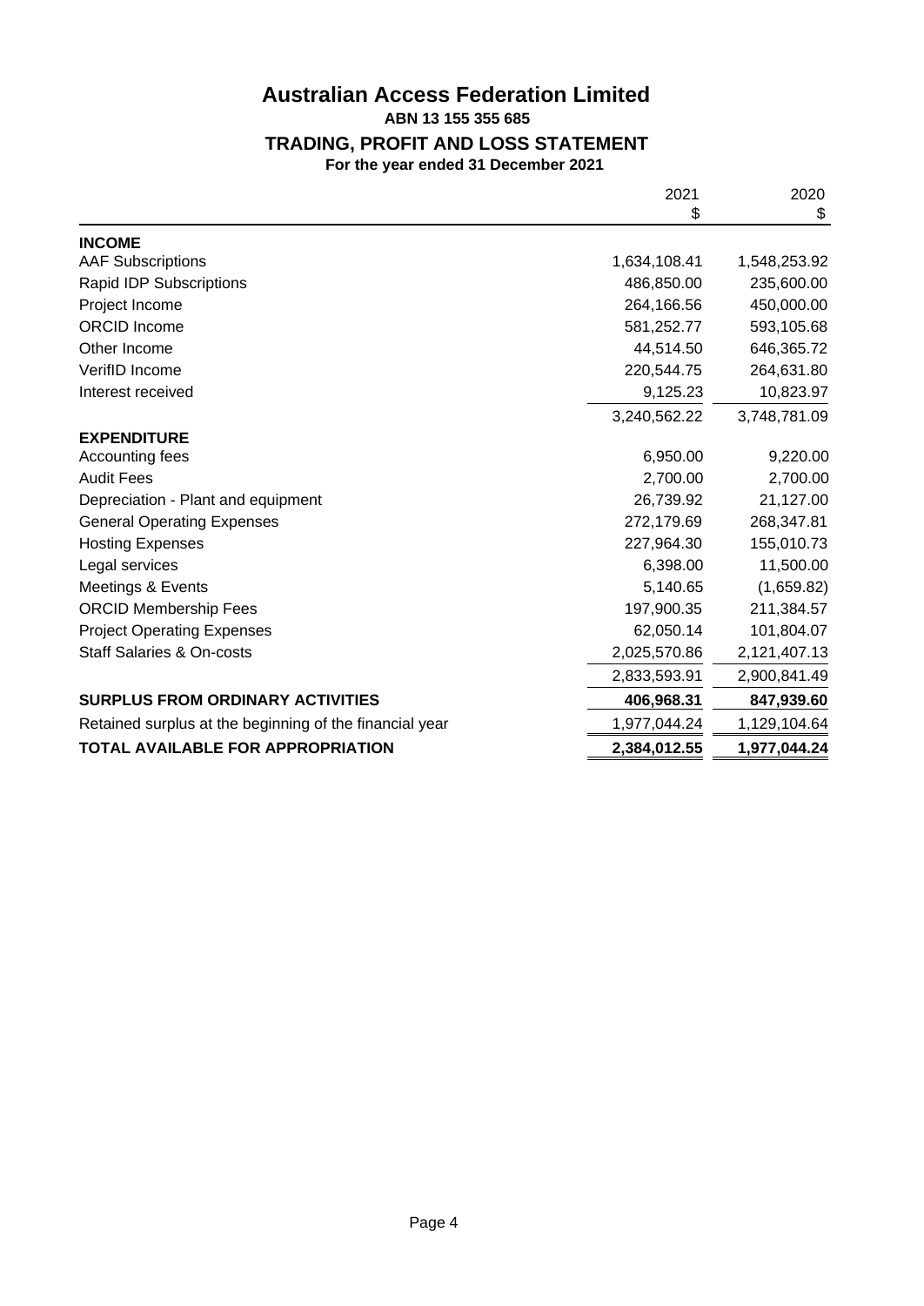# Australian Access Federation Limited

**ABN 13 155 355 685**

## TRADING, PROFIT AND LOSS STATEMENT

**For the year ended 31 December 2021**

| | 2021<br>$ | 2020<br>$ |
|---|---|---|
| **INCOME** | | |
| AAF Subscriptions | 1,634,108.41 | 1,548,253.92 |
| Rapid IDP Subscriptions | 486,850.00 | 235,600.00 |
| Project Income | 264,166.56 | 450,000.00 |
| ORCID Income | 581,252.77 | 593,105.68 |
| Other Income | 44,514.50 | 646,365.72 |
| VerifID Income | 220,544.75 | 264,631.80 |
| Interest received | 9,125.23 | 10,823.97 |
| | 3,240,562.22 | 3,748,781.09 |
| **EXPENDITURE** | | |
| Accounting fees | 6,950.00 | 9,220.00 |
| Audit Fees | 2,700.00 | 2,700.00 |
| Depreciation - Plant and equipment | 26,739.92 | 21,127.00 |
| General Operating Expenses | 272,179.69 | 268,347.81 |
| Hosting Expenses | 227,964.30 | 155,010.73 |
| Legal services | 6,398.00 | 11,500.00 |
| Meetings & Events | 5,140.65 | (1,659.82) |
| ORCID Membership Fees | 197,900.35 | 211,384.57 |
| Project Operating Expenses | 62,050.14 | 101,804.07 |
| Staff Salaries & On-costs | 2,025,570.86 | 2,121,407.13 |
| | 2,833,593.91 | 2,900,841.49 |
| **SURPLUS FROM ORDINARY ACTIVITIES** | **406,968.31** | **847,939.60** |
| Retained surplus at the beginning of the financial year | 1,977,044.24 | 1,129,104.64 |
| **TOTAL AVAILABLE FOR APPROPRIATION** | **2,384,012.55** | **1,977,044.24** |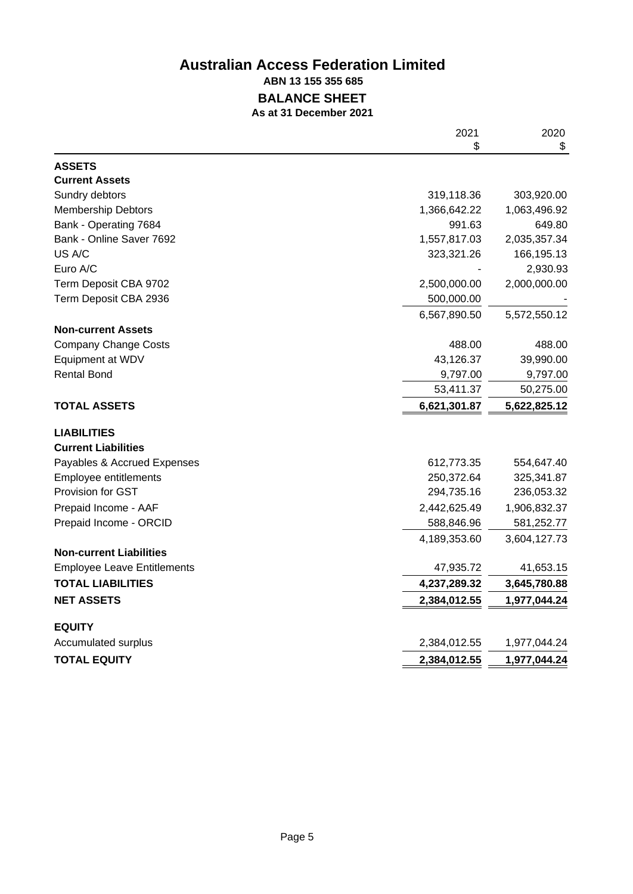# Australian Access Federation Limited

**ABN 13 155 355 685**

## BALANCE SHEET

**As at 31 December 2021**

| | 2021<br>$ | 2020<br>$ |
|---|---|---|
| **ASSETS** | | |
| **Current Assets** | | |
| Sundry debtors | 319,118.36 | 303,920.00 |
| Membership Debtors | 1,366,642.22 | 1,063,496.92 |
| Bank - Operating 7684 | 991.63 | 649.80 |
| Bank - Online Saver 7692 | 1,557,817.03 | 2,035,357.34 |
| US A/C | 323,321.26 | 166,195.13 |
| Euro A/C | - | 2,930.93 |
| Term Deposit CBA 9702 | 2,500,000.00 | 2,000,000.00 |
| Term Deposit CBA 2936 | 500,000.00 | - |
| | 6,567,890.50 | 5,572,550.12 |
| **Non-current Assets** | | |
| Company Change Costs | 488.00 | 488.00 |
| Equipment at WDV | 43,126.37 | 39,990.00 |
| Rental Bond | 9,797.00 | 9,797.00 |
| | 53,411.37 | 50,275.00 |
| **TOTAL ASSETS** | **6,621,301.87** | **5,622,825.12** |
| **LIABILITIES** | | |
| **Current Liabilities** | | |
| Payables & Accrued Expenses | 612,773.35 | 554,647.40 |
| Employee entitlements | 250,372.64 | 325,341.87 |
| Provision for GST | 294,735.16 | 236,053.32 |
| Prepaid Income - AAF | 2,442,625.49 | 1,906,832.37 |
| Prepaid Income - ORCID | 588,846.96 | 581,252.77 |
| | 4,189,353.60 | 3,604,127.73 |
| **Non-current Liabilities** | | |
| Employee Leave Entitlements | 47,935.72 | 41,653.15 |
| **TOTAL LIABILITIES** | **4,237,289.32** | **3,645,780.88** |
| **NET ASSETS** | **2,384,012.55** | **1,977,044.24** |
| **EQUITY** | | |
| Accumulated surplus | 2,384,012.55 | 1,977,044.24 |
| **TOTAL EQUITY** | **2,384,012.55** | **1,977,044.24** |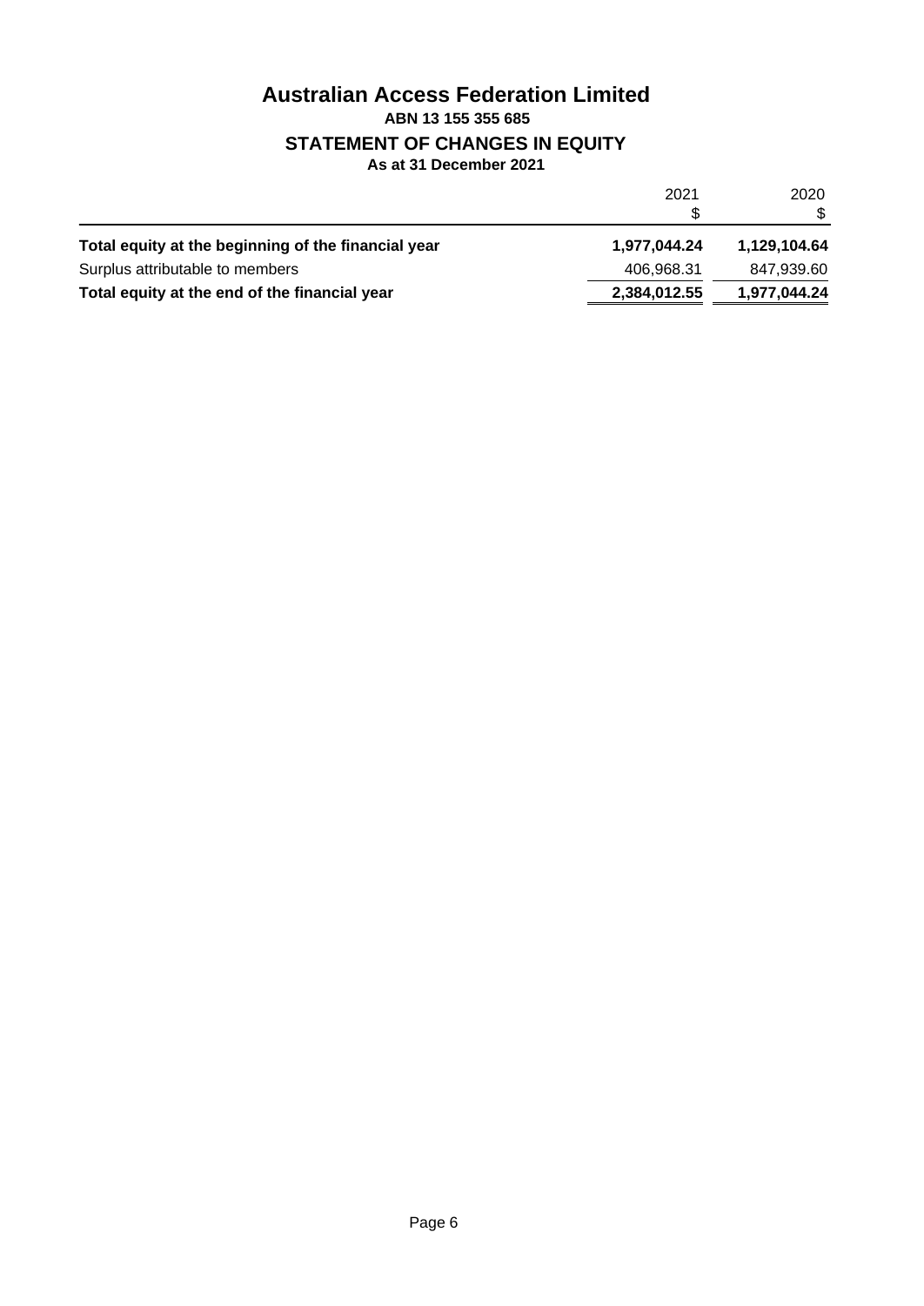# Australian Access Federation Limited

**ABN 13 155 355 685**

## STATEMENT OF CHANGES IN EQUITY

**As at 31 December 2021**

| | 2021 | 2020 |
|---|---|---|
| | $ | $ |
| **Total equity at the beginning of the financial year** | **1,977,044.24** | **1,129,104.64** |
| Surplus attributable to members | 406,968.31 | 847,939.60 |
| **Total equity at the end of the financial year** | **2,384,012.55** | **1,977,044.24** |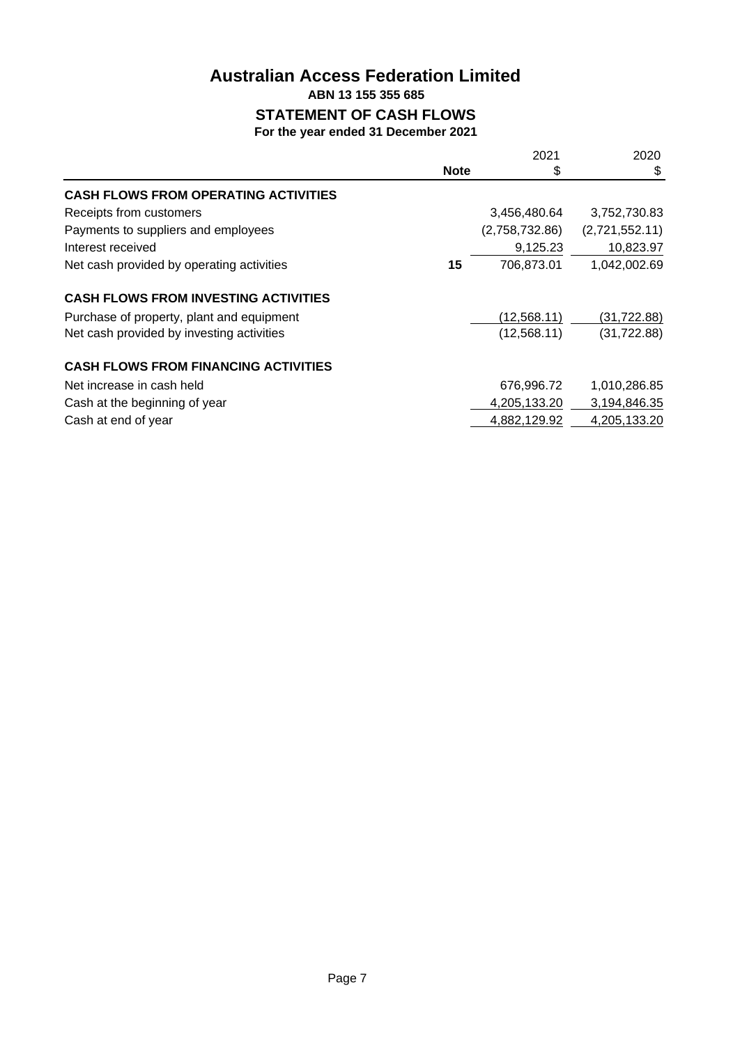# Australian Access Federation Limited

**ABN 13 155 355 685**

## STATEMENT OF CASH FLOWS

**For the year ended 31 December 2021**

| | Note | 2021<br>$ | 2020<br>$ |
|---|---|---|---|
| **CASH FLOWS FROM OPERATING ACTIVITIES** | | | |
| Receipts from customers | | 3,456,480.64 | 3,752,730.83 |
| Payments to suppliers and employees | | (2,758,732.86) | (2,721,552.11) |
| Interest received | | 9,125.23 | 10,823.97 |
| Net cash provided by operating activities | **15** | 706,873.01 | 1,042,002.69 |
| **CASH FLOWS FROM INVESTING ACTIVITIES** | | | |
| Purchase of property, plant and equipment | | (12,568.11) | (31,722.88) |
| Net cash provided by investing activities | | (12,568.11) | (31,722.88) |
| **CASH FLOWS FROM FINANCING ACTIVITIES** | | | |
| Net increase in cash held | | 676,996.72 | 1,010,286.85 |
| Cash at the beginning of year | | 4,205,133.20 | 3,194,846.35 |
| Cash at end of year | | 4,882,129.92 | 4,205,133.20 |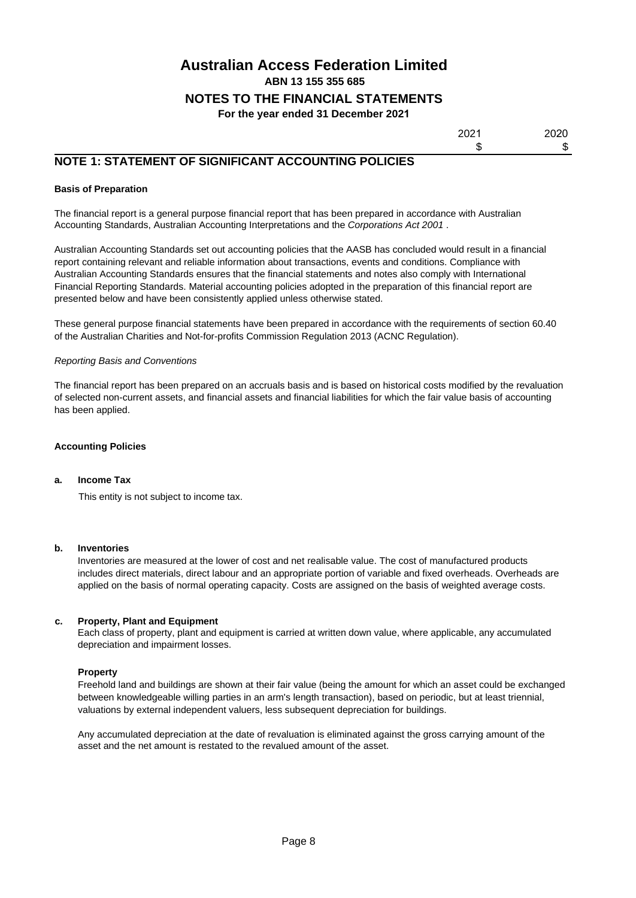# Australian Access Federation Limited

**ABN 13 155 355 685**

## NOTES TO THE FINANCIAL STATEMENTS

**For the year ended 31 December 2021**

| | 2021 | 2020 |
|---|---|---|
| | $ | $ |

## NOTE 1: STATEMENT OF SIGNIFICANT ACCOUNTING POLICIES

**Basis of Preparation**

The financial report is a general purpose financial report that has been prepared in accordance with Australian Accounting Standards, Australian Accounting Interpretations and the *Corporations Act 2001* .

Australian Accounting Standards set out accounting policies that the AASB has concluded would result in a financial report containing relevant and reliable information about transactions, events and conditions. Compliance with Australian Accounting Standards ensures that the financial statements and notes also comply with International Financial Reporting Standards. Material accounting policies adopted in the preparation of this financial report are presented below and have been consistently applied unless otherwise stated.

These general purpose financial statements have been prepared in accordance with the requirements of section 60.40 of the Australian Charities and Not-for-profits Commission Regulation 2013 (ACNC Regulation).

*Reporting Basis and Conventions*

The financial report has been prepared on an accruals basis and is based on historical costs modified by the revaluation of selected non-current assets, and financial assets and financial liabilities for which the fair value basis of accounting has been applied.

**Accounting Policies**

**a. Income Tax**

This entity is not subject to income tax.

**b. Inventories**

Inventories are measured at the lower of cost and net realisable value. The cost of manufactured products includes direct materials, direct labour and an appropriate portion of variable and fixed overheads. Overheads are applied on the basis of normal operating capacity. Costs are assigned on the basis of weighted average costs.

**c. Property, Plant and Equipment**

Each class of property, plant and equipment is carried at written down value, where applicable, any accumulated depreciation and impairment losses.

**Property**

Freehold land and buildings are shown at their fair value (being the amount for which an asset could be exchanged between knowledgeable willing parties in an arm's length transaction), based on periodic, but at least triennial, valuations by external independent valuers, less subsequent depreciation for buildings.

Any accumulated depreciation at the date of revaluation is eliminated against the gross carrying amount of the asset and the net amount is restated to the revalued amount of the asset.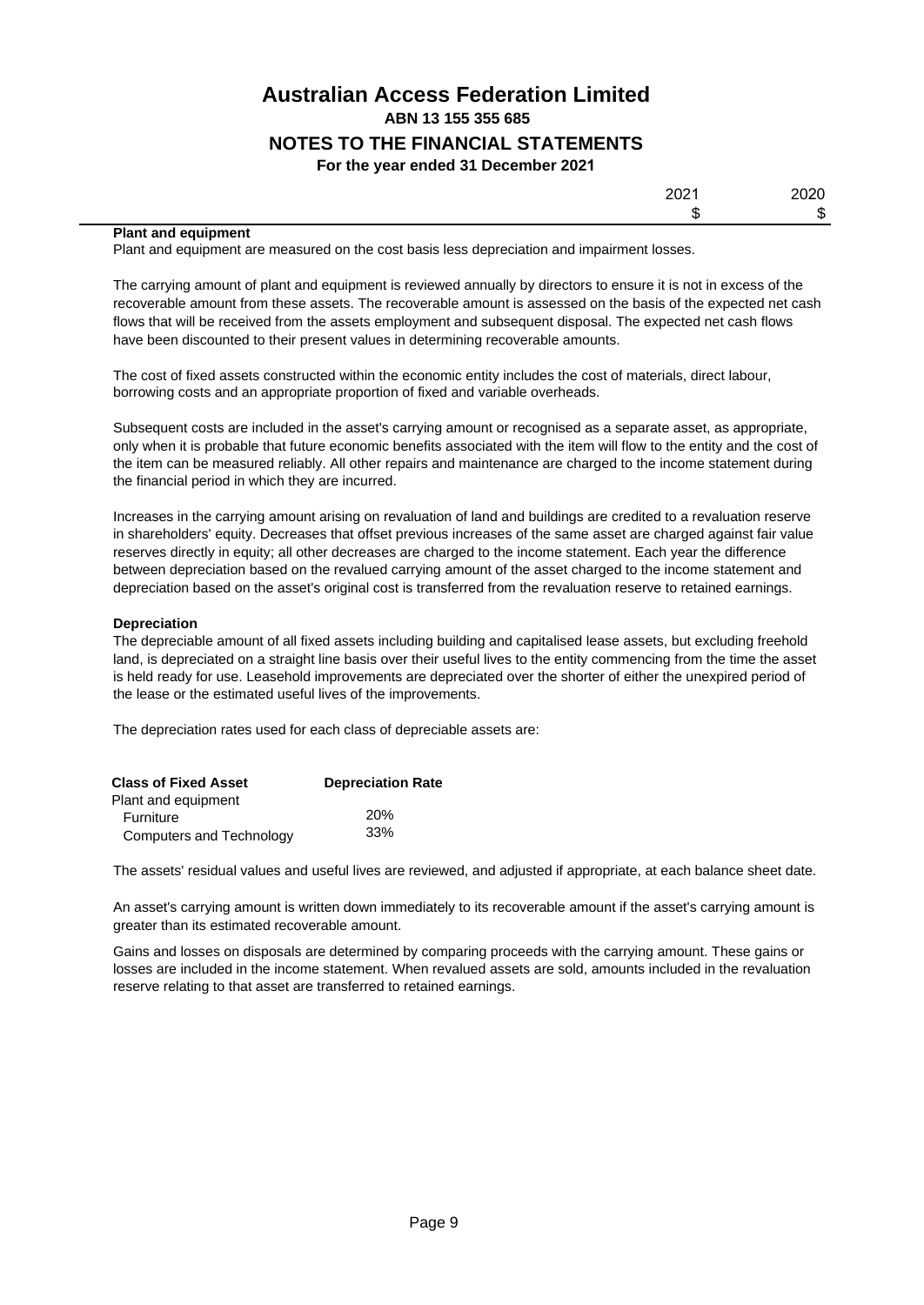# Australian Access Federation Limited

**ABN 13 155 355 685**

## NOTES TO THE FINANCIAL STATEMENTS

**For the year ended 31 December 2021**

| | 2021 | 2020 |
|---|---|---|
| | $ | $ |

**Plant and equipment**

Plant and equipment are measured on the cost basis less depreciation and impairment losses.

The carrying amount of plant and equipment is reviewed annually by directors to ensure it is not in excess of the recoverable amount from these assets. The recoverable amount is assessed on the basis of the expected net cash flows that will be received from the assets employment and subsequent disposal. The expected net cash flows have been discounted to their present values in determining recoverable amounts.

The cost of fixed assets constructed within the economic entity includes the cost of materials, direct labour, borrowing costs and an appropriate proportion of fixed and variable overheads.

Subsequent costs are included in the asset's carrying amount or recognised as a separate asset, as appropriate, only when it is probable that future economic benefits associated with the item will flow to the entity and the cost of the item can be measured reliably. All other repairs and maintenance are charged to the income statement during the financial period in which they are incurred.

Increases in the carrying amount arising on revaluation of land and buildings are credited to a revaluation reserve in shareholders' equity. Decreases that offset previous increases of the same asset are charged against fair value reserves directly in equity; all other decreases are charged to the income statement. Each year the difference between depreciation based on the revalued carrying amount of the asset charged to the income statement and depreciation based on the asset's original cost is transferred from the revaluation reserve to retained earnings.

**Depreciation**

The depreciable amount of all fixed assets including building and capitalised lease assets, but excluding freehold land, is depreciated on a straight line basis over their useful lives to the entity commencing from the time the asset is held ready for use. Leasehold improvements are depreciated over the shorter of either the unexpired period of the lease or the estimated useful lives of the improvements.

The depreciation rates used for each class of depreciable assets are:

| Class of Fixed Asset | Depreciation Rate |
|---|---|
| Plant and equipment | |
| Furniture | 20% |
| Computers and Technology | 33% |

The assets' residual values and useful lives are reviewed, and adjusted if appropriate, at each balance sheet date.

An asset's carrying amount is written down immediately to its recoverable amount if the asset's carrying amount is greater than its estimated recoverable amount.

Gains and losses on disposals are determined by comparing proceeds with the carrying amount. These gains or losses are included in the income statement. When revalued assets are sold, amounts included in the revaluation reserve relating to that asset are transferred to retained earnings.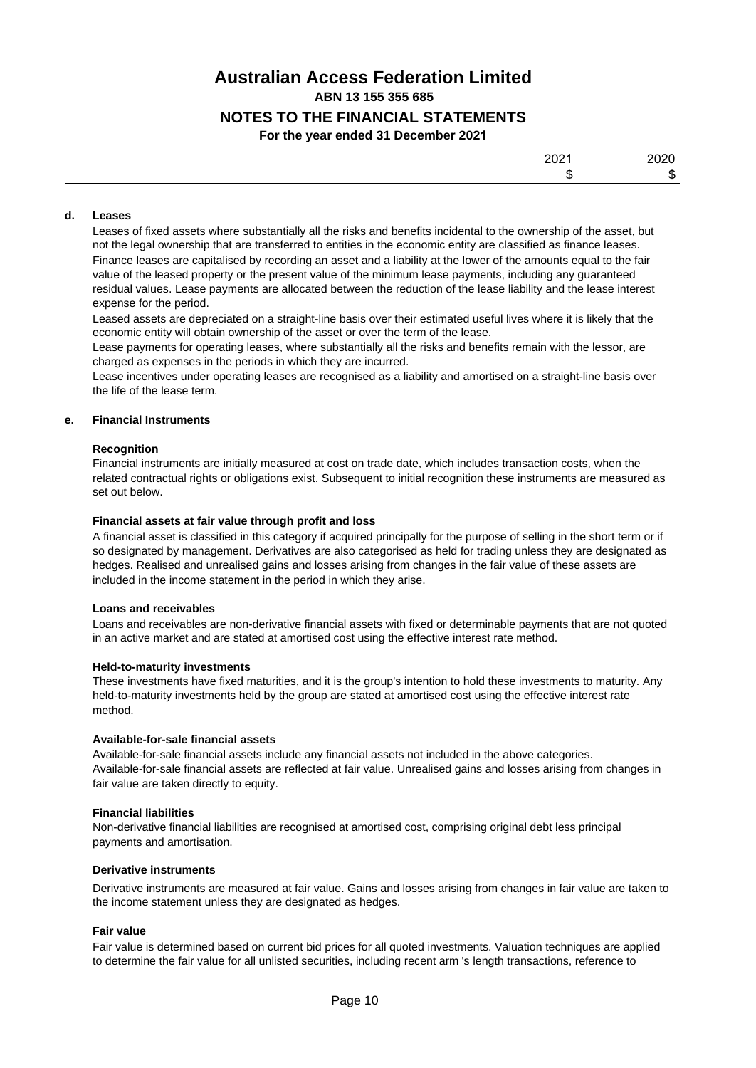**d. Leases**

Leases of fixed assets where substantially all the risks and benefits incidental to the ownership of the asset, but not the legal ownership that are transferred to entities in the economic entity are classified as finance leases. Finance leases are capitalised by recording an asset and a liability at the lower of the amounts equal to the fair value of the leased property or the present value of the minimum lease payments, including any guaranteed residual values. Lease payments are allocated between the reduction of the lease liability and the lease interest expense for the period.

Leased assets are depreciated on a straight-line basis over their estimated useful lives where it is likely that the economic entity will obtain ownership of the asset or over the term of the lease.

Lease payments for operating leases, where substantially all the risks and benefits remain with the lessor, are charged as expenses in the periods in which they are incurred.

Lease incentives under operating leases are recognised as a liability and amortised on a straight-line basis over the life of the lease term.

**e. Financial Instruments**

**Recognition**

Financial instruments are initially measured at cost on trade date, which includes transaction costs, when the related contractual rights or obligations exist. Subsequent to initial recognition these instruments are measured as set out below.

**Financial assets at fair value through profit and loss**

A financial asset is classified in this category if acquired principally for the purpose of selling in the short term or if so designated by management. Derivatives are also categorised as held for trading unless they are designated as hedges. Realised and unrealised gains and losses arising from changes in the fair value of these assets are included in the income statement in the period in which they arise.

**Loans and receivables**

Loans and receivables are non-derivative financial assets with fixed or determinable payments that are not quoted in an active market and are stated at amortised cost using the effective interest rate method.

**Held-to-maturity investments**

These investments have fixed maturities, and it is the group's intention to hold these investments to maturity. Any held-to-maturity investments held by the group are stated at amortised cost using the effective interest rate method.

**Available-for-sale financial assets**

Available-for-sale financial assets include any financial assets not included in the above categories. Available-for-sale financial assets are reflected at fair value. Unrealised gains and losses arising from changes in fair value are taken directly to equity.

**Financial liabilities**

Non-derivative financial liabilities are recognised at amortised cost, comprising original debt less principal payments and amortisation.

**Derivative instruments**

Derivative instruments are measured at fair value. Gains and losses arising from changes in fair value are taken to the income statement unless they are designated as hedges.

**Fair value**

Fair value is determined based on current bid prices for all quoted investments. Valuation techniques are applied to determine the fair value for all unlisted securities, including recent arm 's length transactions, reference to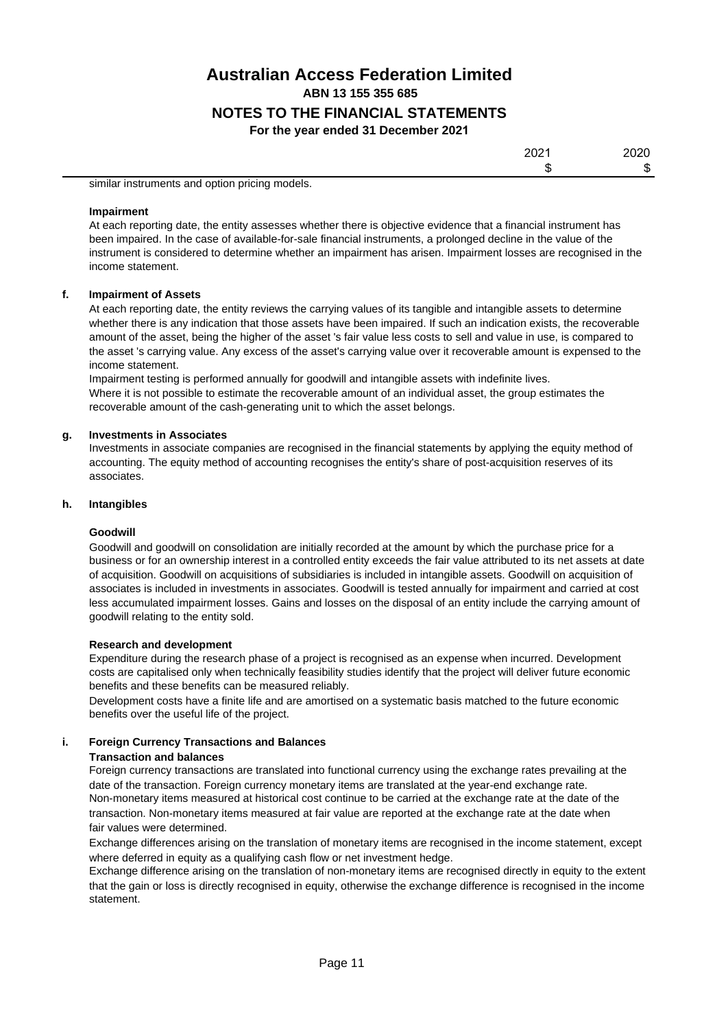similar instruments and option pricing models.

**Impairment**

At each reporting date, the entity assesses whether there is objective evidence that a financial instrument has been impaired. In the case of available-for-sale financial instruments, a prolonged decline in the value of the instrument is considered to determine whether an impairment has arisen. Impairment losses are recognised in the income statement.

**f. Impairment of Assets**

At each reporting date, the entity reviews the carrying values of its tangible and intangible assets to determine whether there is any indication that those assets have been impaired. If such an indication exists, the recoverable amount of the asset, being the higher of the asset 's fair value less costs to sell and value in use, is compared to the asset 's carrying value. Any excess of the asset's carrying value over it recoverable amount is expensed to the income statement.

Impairment testing is performed annually for goodwill and intangible assets with indefinite lives.

Where it is not possible to estimate the recoverable amount of an individual asset, the group estimates the recoverable amount of the cash-generating unit to which the asset belongs.

**g. Investments in Associates**

Investments in associate companies are recognised in the financial statements by applying the equity method of accounting. The equity method of accounting recognises the entity's share of post-acquisition reserves of its associates.

**h. Intangibles**

**Goodwill**

Goodwill and goodwill on consolidation are initially recorded at the amount by which the purchase price for a business or for an ownership interest in a controlled entity exceeds the fair value attributed to its net assets at date of acquisition. Goodwill on acquisitions of subsidiaries is included in intangible assets. Goodwill on acquisition of associates is included in investments in associates. Goodwill is tested annually for impairment and carried at cost less accumulated impairment losses. Gains and losses on the disposal of an entity include the carrying amount of goodwill relating to the entity sold.

**Research and development**

Expenditure during the research phase of a project is recognised as an expense when incurred. Development costs are capitalised only when technically feasibility studies identify that the project will deliver future economic benefits and these benefits can be measured reliably.

Development costs have a finite life and are amortised on a systematic basis matched to the future economic benefits over the useful life of the project.

**i. Foreign Currency Transactions and Balances**

**Transaction and balances**

Foreign currency transactions are translated into functional currency using the exchange rates prevailing at the date of the transaction. Foreign currency monetary items are translated at the year-end exchange rate. Non-monetary items measured at historical cost continue to be carried at the exchange rate at the date of the transaction. Non-monetary items measured at fair value are reported at the exchange rate at the date when fair values were determined.

Exchange differences arising on the translation of monetary items are recognised in the income statement, except where deferred in equity as a qualifying cash flow or net investment hedge.

Exchange difference arising on the translation of non-monetary items are recognised directly in equity to the extent that the gain or loss is directly recognised in equity, otherwise the exchange difference is recognised in the income statement.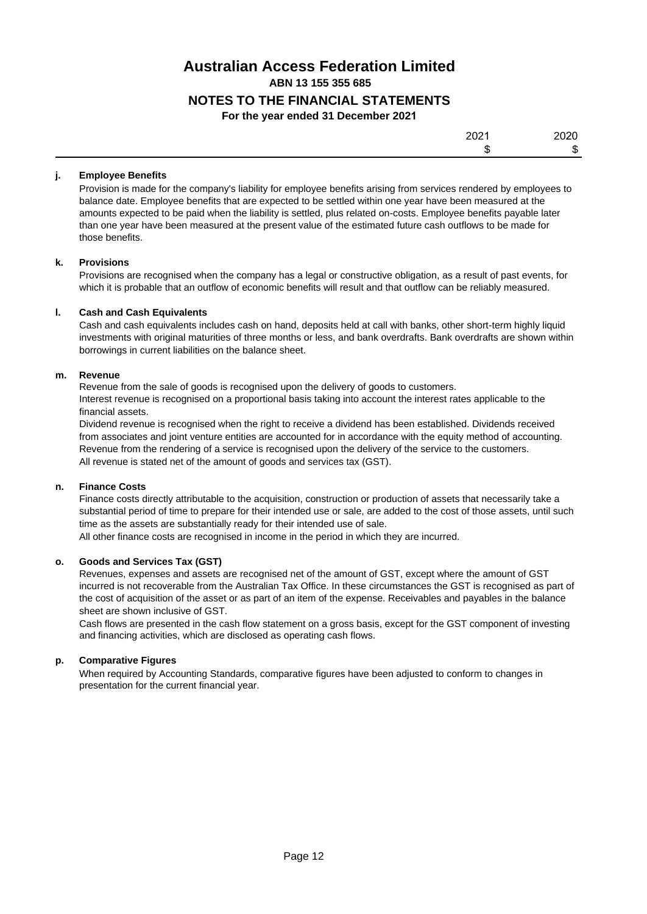# Australian Access Federation Limited

**ABN 13 155 355 685**

## NOTES TO THE FINANCIAL STATEMENTS

**For the year ended 31 December 2021**

| | 2021 | 2020 |
|---|---|---|
| | $ | $ |

**j. Employee Benefits**

Provision is made for the company's liability for employee benefits arising from services rendered by employees to balance date. Employee benefits that are expected to be settled within one year have been measured at the amounts expected to be paid when the liability is settled, plus related on-costs. Employee benefits payable later than one year have been measured at the present value of the estimated future cash outflows to be made for those benefits.

**k. Provisions**

Provisions are recognised when the company has a legal or constructive obligation, as a result of past events, for which it is probable that an outflow of economic benefits will result and that outflow can be reliably measured.

**l. Cash and Cash Equivalents**

Cash and cash equivalents includes cash on hand, deposits held at call with banks, other short-term highly liquid investments with original maturities of three months or less, and bank overdrafts. Bank overdrafts are shown within borrowings in current liabilities on the balance sheet.

**m. Revenue**

Revenue from the sale of goods is recognised upon the delivery of goods to customers.

Interest revenue is recognised on a proportional basis taking into account the interest rates applicable to the financial assets.

Dividend revenue is recognised when the right to receive a dividend has been established. Dividends received from associates and joint venture entities are accounted for in accordance with the equity method of accounting.

Revenue from the rendering of a service is recognised upon the delivery of the service to the customers.

All revenue is stated net of the amount of goods and services tax (GST).

**n. Finance Costs**

Finance costs directly attributable to the acquisition, construction or production of assets that necessarily take a substantial period of time to prepare for their intended use or sale, are added to the cost of those assets, until such time as the assets are substantially ready for their intended use of sale.

All other finance costs are recognised in income in the period in which they are incurred.

**o. Goods and Services Tax (GST)**

Revenues, expenses and assets are recognised net of the amount of GST, except where the amount of GST incurred is not recoverable from the Australian Tax Office. In these circumstances the GST is recognised as part of the cost of acquisition of the asset or as part of an item of the expense. Receivables and payables in the balance sheet are shown inclusive of GST.

Cash flows are presented in the cash flow statement on a gross basis, except for the GST component of investing and financing activities, which are disclosed as operating cash flows.

**p. Comparative Figures**

When required by Accounting Standards, comparative figures have been adjusted to conform to changes in presentation for the current financial year.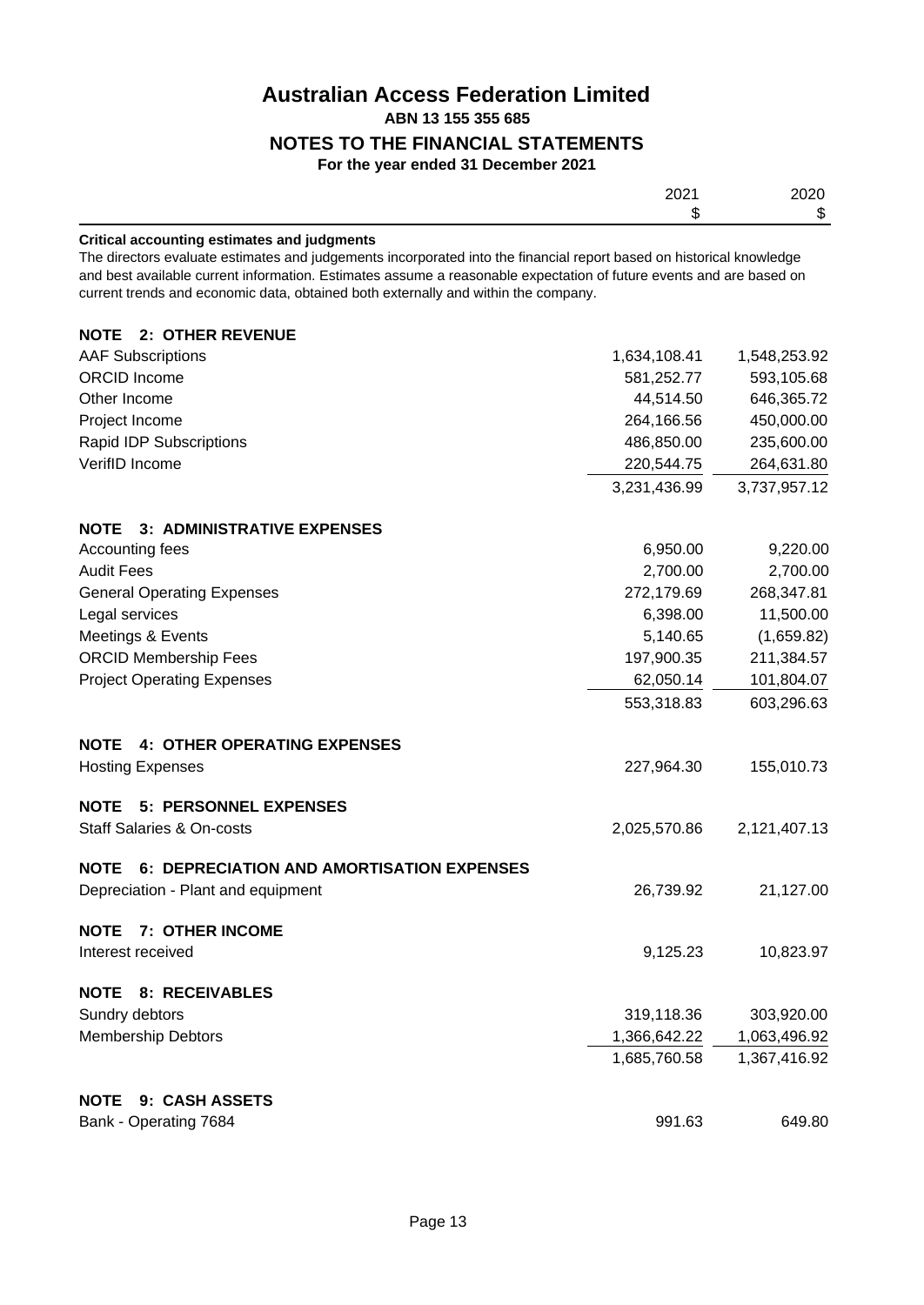# Australian Access Federation Limited

**ABN 13 155 355 685**

## NOTES TO THE FINANCIAL STATEMENTS

**For the year ended 31 December 2021**

**Critical accounting estimates and judgments**

The directors evaluate estimates and judgements incorporated into the financial report based on historical knowledge and best available current information. Estimates assume a reasonable expectation of future events and are based on current trends and economic data, obtained both externally and within the company.

| | 2021 $ | 2020 $ |
|---|---|---|
| **NOTE 2: OTHER REVENUE** | | |
| AAF Subscriptions | 1,634,108.41 | 1,548,253.92 |
| ORCID Income | 581,252.77 | 593,105.68 |
| Other Income | 44,514.50 | 646,365.72 |
| Project Income | 264,166.56 | 450,000.00 |
| Rapid IDP Subscriptions | 486,850.00 | 235,600.00 |
| VerifID Income | 220,544.75 | 264,631.80 |
| | 3,231,436.99 | 3,737,957.12 |
| **NOTE 3: ADMINISTRATIVE EXPENSES** | | |
| Accounting fees | 6,950.00 | 9,220.00 |
| Audit Fees | 2,700.00 | 2,700.00 |
| General Operating Expenses | 272,179.69 | 268,347.81 |
| Legal services | 6,398.00 | 11,500.00 |
| Meetings & Events | 5,140.65 | (1,659.82) |
| ORCID Membership Fees | 197,900.35 | 211,384.57 |
| Project Operating Expenses | 62,050.14 | 101,804.07 |
| | 553,318.83 | 603,296.63 |
| **NOTE 4: OTHER OPERATING EXPENSES** | | |
| Hosting Expenses | 227,964.30 | 155,010.73 |
| **NOTE 5: PERSONNEL EXPENSES** | | |
| Staff Salaries & On-costs | 2,025,570.86 | 2,121,407.13 |
| **NOTE 6: DEPRECIATION AND AMORTISATION EXPENSES** | | |
| Depreciation - Plant and equipment | 26,739.92 | 21,127.00 |
| **NOTE 7: OTHER INCOME** | | |
| Interest received | 9,125.23 | 10,823.97 |
| **NOTE 8: RECEIVABLES** | | |
| Sundry debtors | 319,118.36 | 303,920.00 |
| Membership Debtors | 1,366,642.22 | 1,063,496.92 |
| | 1,685,760.58 | 1,367,416.92 |
| **NOTE 9: CASH ASSETS** | | |
| Bank - Operating 7684 | 991.63 | 649.80 |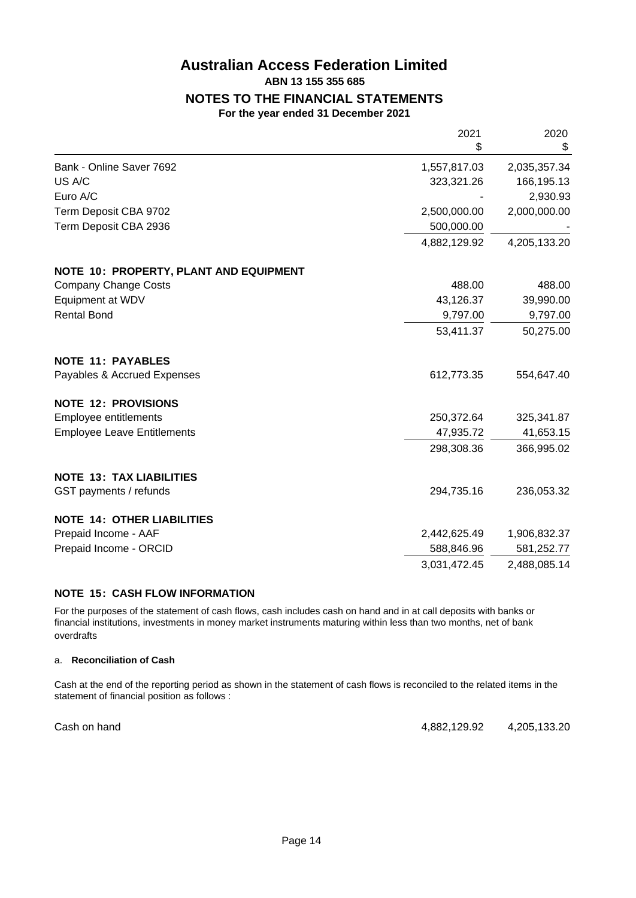# Australian Access Federation Limited

**ABN 13 155 355 685**

## NOTES TO THE FINANCIAL STATEMENTS

**For the year ended 31 December 2021**

| | 2021<br>$ | 2020<br>$ |
|---|---|---|
| Bank - Online Saver 7692 | 1,557,817.03 | 2,035,357.34 |
| US A/C | 323,321.26 | 166,195.13 |
| Euro A/C | - | 2,930.93 |
| Term Deposit CBA 9702 | 2,500,000.00 | 2,000,000.00 |
| Term Deposit CBA 2936 | 500,000.00 | - |
| | 4,882,129.92 | 4,205,133.20 |
| **NOTE 10: PROPERTY, PLANT AND EQUIPMENT** | | |
| Company Change Costs | 488.00 | 488.00 |
| Equipment at WDV | 43,126.37 | 39,990.00 |
| Rental Bond | 9,797.00 | 9,797.00 |
| | 53,411.37 | 50,275.00 |
| **NOTE 11: PAYABLES** | | |
| Payables & Accrued Expenses | 612,773.35 | 554,647.40 |
| **NOTE 12: PROVISIONS** | | |
| Employee entitlements | 250,372.64 | 325,341.87 |
| Employee Leave Entitlements | 47,935.72 | 41,653.15 |
| | 298,308.36 | 366,995.02 |
| **NOTE 13: TAX LIABILITIES** | | |
| GST payments / refunds | 294,735.16 | 236,053.32 |
| **NOTE 14: OTHER LIABILITIES** | | |
| Prepaid Income - AAF | 2,442,625.49 | 1,906,832.37 |
| Prepaid Income - ORCID | 588,846.96 | 581,252.77 |
| | 3,031,472.45 | 2,488,085.14 |

### NOTE 15: CASH FLOW INFORMATION

For the purposes of the statement of cash flows, cash includes cash on hand and in at call deposits with banks or financial institutions, investments in money market instruments maturing within less than two months, net of bank overdrafts

a. **Reconciliation of Cash**

Cash at the end of the reporting period as shown in the statement of cash flows is reconciled to the related items in the statement of financial position as follows :

| | | |
|---|---|---|
| Cash on hand | 4,882,129.92 | 4,205,133.20 |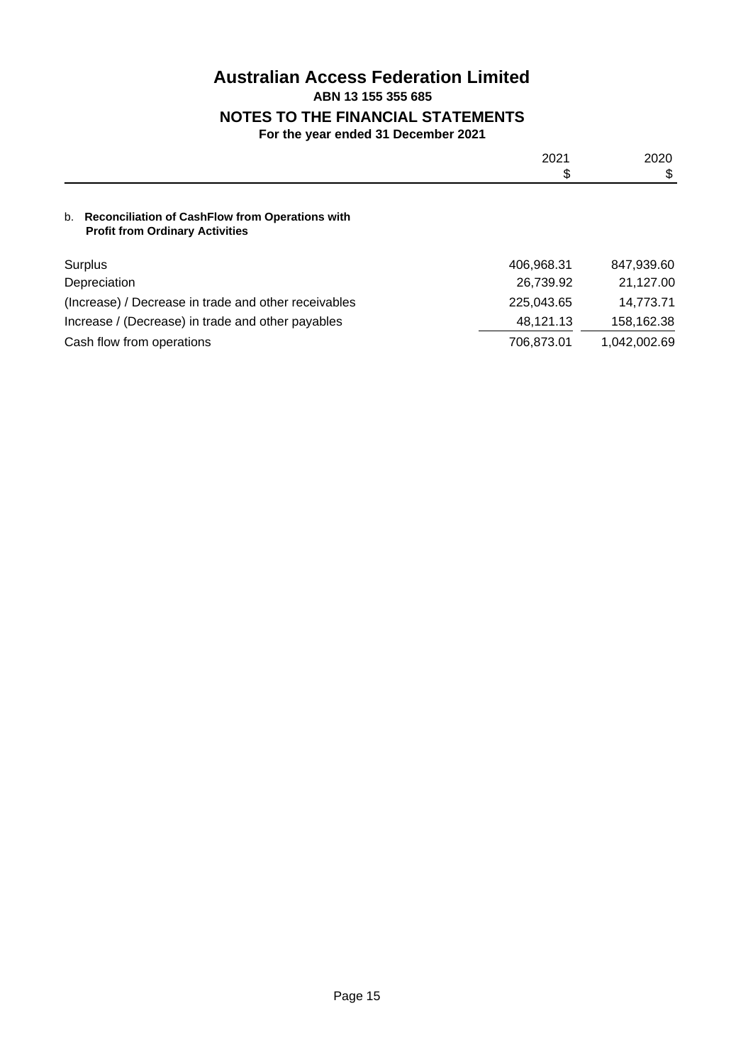# Australian Access Federation Limited

**ABN 13 155 355 685**

## NOTES TO THE FINANCIAL STATEMENTS

**For the year ended 31 December 2021**

| | 2021 | 2020 |
|---|---|---|
| | $ | $ |
| **b. Reconciliation of CashFlow from Operations with Profit from Ordinary Activities** | | |
| Surplus | 406,968.31 | 847,939.60 |
| Depreciation | 26,739.92 | 21,127.00 |
| (Increase) / Decrease in trade and other receivables | 225,043.65 | 14,773.71 |
| Increase / (Decrease) in trade and other payables | 48,121.13 | 158,162.38 |
| Cash flow from operations | 706,873.01 | 1,042,002.69 |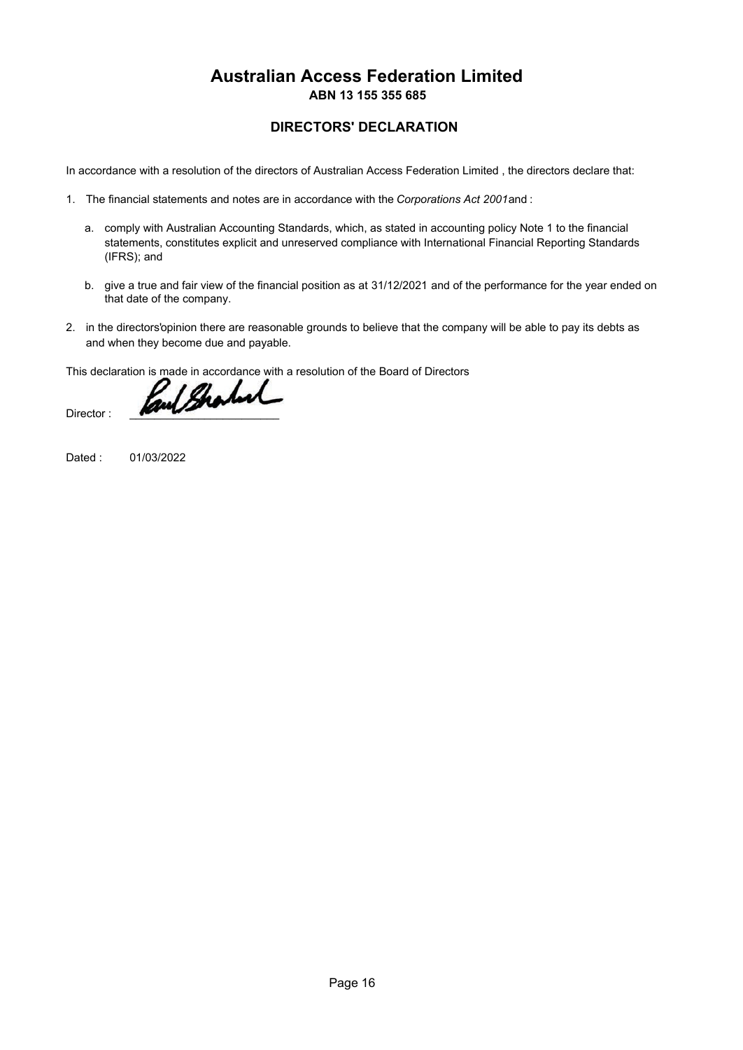# Australian Access Federation Limited

**ABN 13 155 355 685**

## DIRECTORS' DECLARATION

In accordance with a resolution of the directors of Australian Access Federation Limited , the directors declare that:

1. The financial statements and notes are in accordance with the *Corporations Act 2001* and :

   a. comply with Australian Accounting Standards, which, as stated in accounting policy Note 1 to the financial statements, constitutes explicit and unreserved compliance with International Financial Reporting Standards (IFRS); and

   b. give a true and fair view of the financial position as at 31/12/2021 and of the performance for the year ended on that date of the company.

2. in the directors' opinion there are reasonable grounds to believe that the company will be able to pay its debts as and when they become due and payable.

This declaration is made in accordance with a resolution of the Board of Directors

Director : ________________________

Dated : 01/03/2022